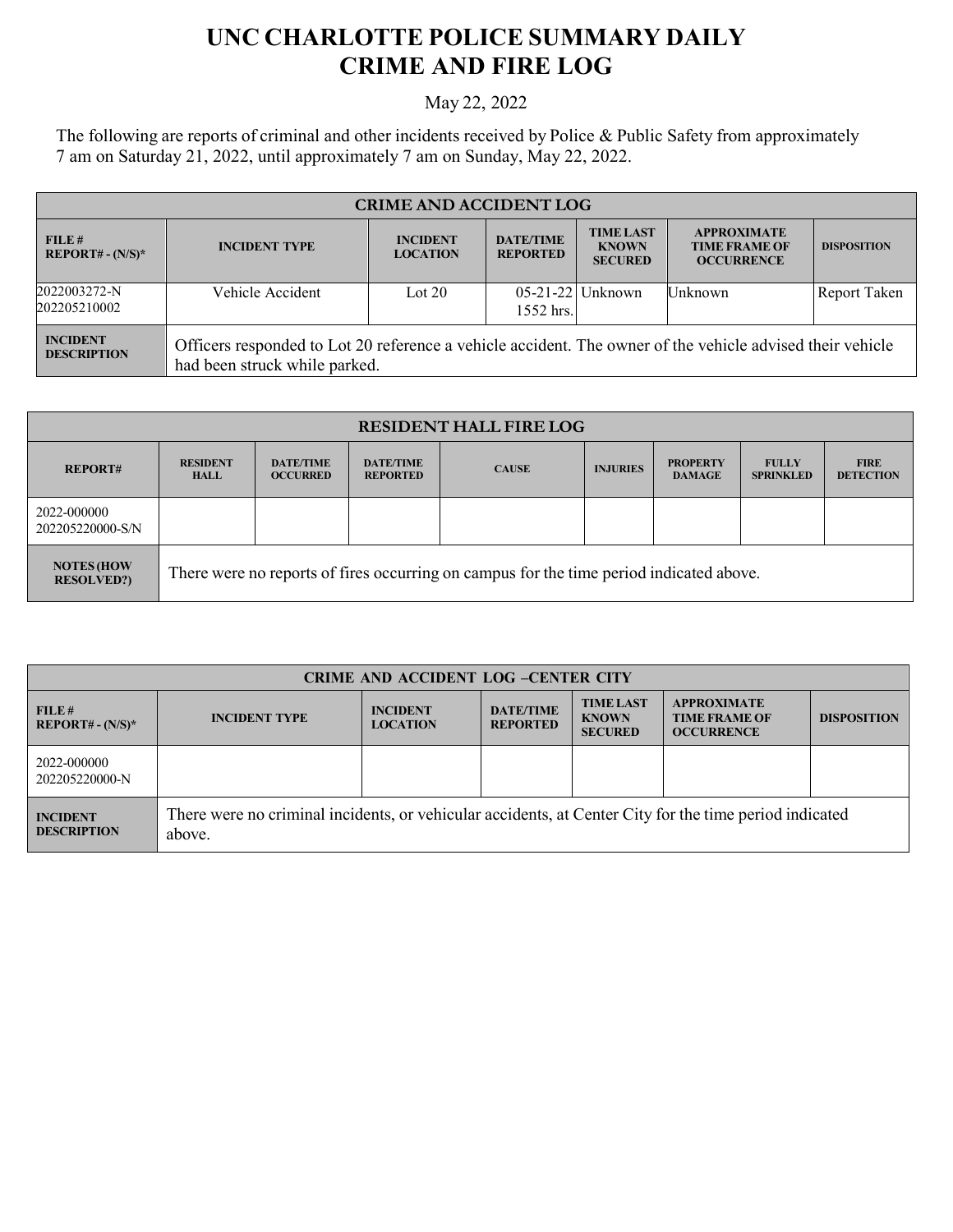# UNC CHARLOTTE POLICE SUMMARY DAILY CRIME AND FIRE LOG

May 22, 2022

The following are reports of criminal and other incidents received by Police & Public Safety from approximately 7 am on Saturday 21, 2022, until approximately 7 am on Sunday, May 22, 2022.

| CRIME AND ACCIDENT LOG | | | | | | |
|---|---|---|---|---|---|---|
| **FILE # REPORT# - (N/S)*** | **INCIDENT TYPE** | **INCIDENT LOCATION** | **DATE/TIME REPORTED** | **TIME LAST KNOWN SECURED** | **APPROXIMATE TIME FRAME OF OCCURRENCE** | **DISPOSITION** |
| 2022003272-N 202205210002 | Vehicle Accident | Lot 20 | 05-21-22 1552 hrs. | Unknown | Unknown | Report Taken |
| **INCIDENT DESCRIPTION** | Officers responded to Lot 20 reference a vehicle accident. The owner of the vehicle advised their vehicle had been struck while parked. | | | | | |

| RESIDENT HALL FIRE LOG | | | | | | | | |
|---|---|---|---|---|---|---|---|---|
| **REPORT#** | **RESIDENT HALL** | **DATE/TIME OCCURRED** | **DATE/TIME REPORTED** | **CAUSE** | **INJURIES** | **PROPERTY DAMAGE** | **FULLY SPRINKLED** | **FIRE DETECTION** |
| 2022-000000 202205220000-S/N | | | | | | | | |
| **NOTES (HOW RESOLVED?)** | There were no reports of fires occurring on campus for the time period indicated above. | | | | | | | |

| CRIME AND ACCIDENT LOG –CENTER CITY | | | | | | |
|---|---|---|---|---|---|---|
| **FILE # REPORT# - (N/S)*** | **INCIDENT TYPE** | **INCIDENT LOCATION** | **DATE/TIME REPORTED** | **TIME LAST KNOWN SECURED** | **APPROXIMATE TIME FRAME OF OCCURRENCE** | **DISPOSITION** |
| 2022-000000 202205220000-N | | | | | | |
| **INCIDENT DESCRIPTION** | There were no criminal incidents, or vehicular accidents, at Center City for the time period indicated above. | | | | | |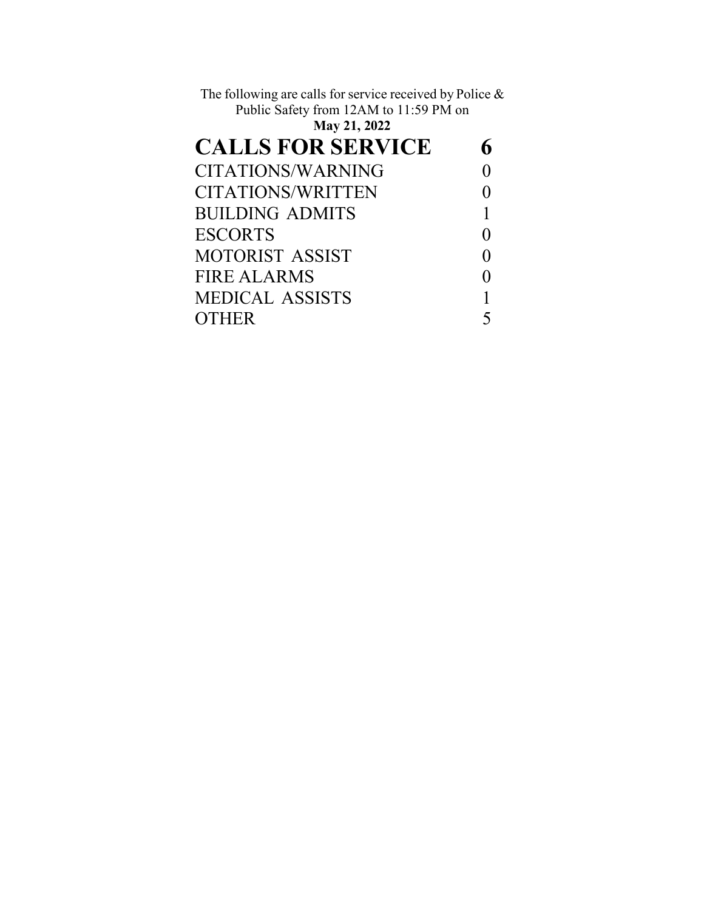The following are calls for service received by Police & Public Safety from 12AM to 11:59 PM on

**May 21, 2022**

| | |
|---|---|
| **CALLS FOR SERVICE** | **6** |
| CITATIONS/WARNING | 0 |
| CITATIONS/WRITTEN | 0 |
| BUILDING ADMITS | 1 |
| ESCORTS | 0 |
| MOTORIST ASSIST | 0 |
| FIRE ALARMS | 0 |
| MEDICAL ASSISTS | 1 |
| OTHER | 5 |